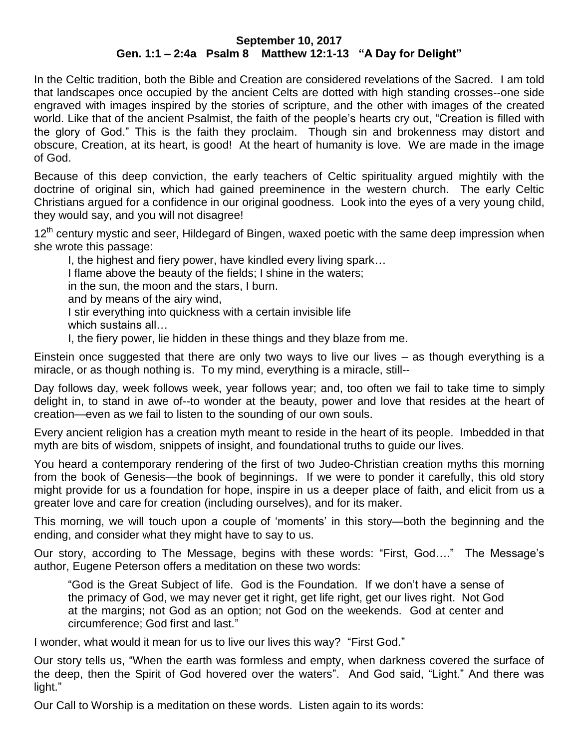**September 10, 2017**
**Gen. 1:1 – 2:4a Psalm 8 Matthew 12:1-13 "A Day for Delight"**

In the Celtic tradition, both the Bible and Creation are considered revelations of the Sacred. I am told that landscapes once occupied by the ancient Celts are dotted with high standing crosses--one side engraved with images inspired by the stories of scripture, and the other with images of the created world. Like that of the ancient Psalmist, the faith of the people's hearts cry out, "Creation is filled with the glory of God." This is the faith they proclaim. Though sin and brokenness may distort and obscure, Creation, at its heart, is good! At the heart of humanity is love. We are made in the image of God.

Because of this deep conviction, the early teachers of Celtic spirituality argued mightily with the doctrine of original sin, which had gained preeminence in the western church. The early Celtic Christians argued for a confidence in our original goodness. Look into the eyes of a very young child, they would say, and you will not disagree!

12th century mystic and seer, Hildegard of Bingen, waxed poetic with the same deep impression when she wrote this passage:

> I, the highest and fiery power, have kindled every living spark…
> I flame above the beauty of the fields; I shine in the waters;
> in the sun, the moon and the stars, I burn.
> and by means of the airy wind,
> I stir everything into quickness with a certain invisible life
> which sustains all…
> I, the fiery power, lie hidden in these things and they blaze from me.

Einstein once suggested that there are only two ways to live our lives – as though everything is a miracle, or as though nothing is. To my mind, everything is a miracle, still--

Day follows day, week follows week, year follows year; and, too often we fail to take time to simply delight in, to stand in awe of--to wonder at the beauty, power and love that resides at the heart of creation—even as we fail to listen to the sounding of our own souls.

Every ancient religion has a creation myth meant to reside in the heart of its people. Imbedded in that myth are bits of wisdom, snippets of insight, and foundational truths to guide our lives.

You heard a contemporary rendering of the first of two Judeo-Christian creation myths this morning from the book of Genesis—the book of beginnings. If we were to ponder it carefully, this old story might provide for us a foundation for hope, inspire in us a deeper place of faith, and elicit from us a greater love and care for creation (including ourselves), and for its maker.

This morning, we will touch upon a couple of 'moments' in this story—both the beginning and the ending, and consider what they might have to say to us.

Our story, according to The Message, begins with these words: "First, God…." The Message's author, Eugene Peterson offers a meditation on these two words:

> "God is the Great Subject of life. God is the Foundation. If we don't have a sense of the primacy of God, we may never get it right, get life right, get our lives right. Not God at the margins; not God as an option; not God on the weekends. God at center and circumference; God first and last."

I wonder, what would it mean for us to live our lives this way? "First God."

Our story tells us, "When the earth was formless and empty, when darkness covered the surface of the deep, then the Spirit of God hovered over the waters". And God said, "Light." And there was light."

Our Call to Worship is a meditation on these words. Listen again to its words: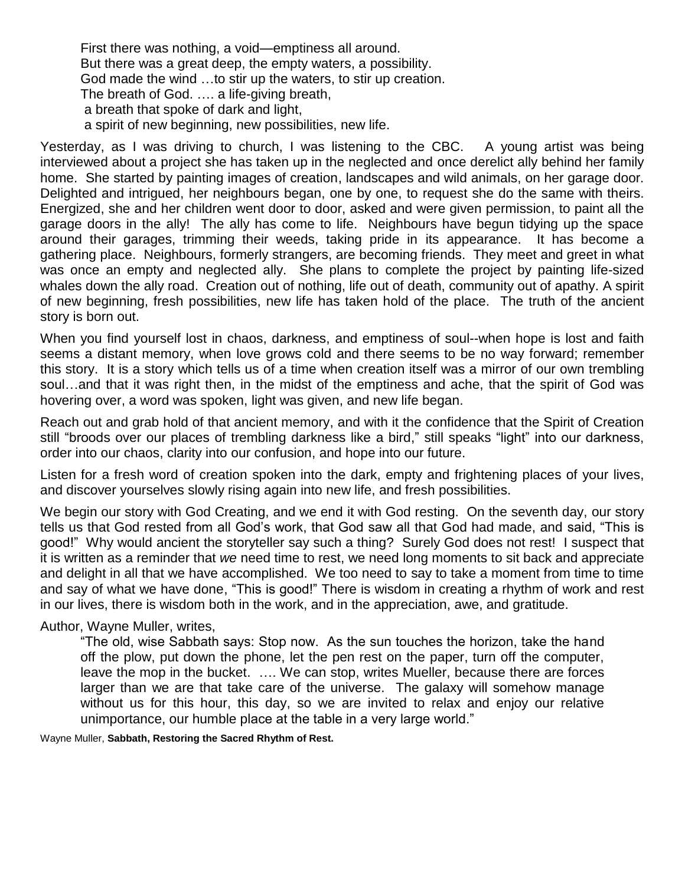First there was nothing, a void—emptiness all around.  
But there was a great deep, the empty waters, a possibility.  
God made the wind …to stir up the waters, to stir up creation.  
The breath of God. …. a life-giving breath,  
a breath that spoke of dark and light,  
a spirit of new beginning, new possibilities, new life.

Yesterday, as I was driving to church, I was listening to the CBC. A young artist was being interviewed about a project she has taken up in the neglected and once derelict ally behind her family home. She started by painting images of creation, landscapes and wild animals, on her garage door. Delighted and intrigued, her neighbours began, one by one, to request she do the same with theirs. Energized, she and her children went door to door, asked and were given permission, to paint all the garage doors in the ally! The ally has come to life. Neighbours have begun tidying up the space around their garages, trimming their weeds, taking pride in its appearance. It has become a gathering place. Neighbours, formerly strangers, are becoming friends. They meet and greet in what was once an empty and neglected ally. She plans to complete the project by painting life-sized whales down the ally road. Creation out of nothing, life out of death, community out of apathy. A spirit of new beginning, fresh possibilities, new life has taken hold of the place. The truth of the ancient story is born out.

When you find yourself lost in chaos, darkness, and emptiness of soul--when hope is lost and faith seems a distant memory, when love grows cold and there seems to be no way forward; remember this story. It is a story which tells us of a time when creation itself was a mirror of our own trembling soul…and that it was right then, in the midst of the emptiness and ache, that the spirit of God was hovering over, a word was spoken, light was given, and new life began.

Reach out and grab hold of that ancient memory, and with it the confidence that the Spirit of Creation still "broods over our places of trembling darkness like a bird," still speaks "light" into our darkness, order into our chaos, clarity into our confusion, and hope into our future.

Listen for a fresh word of creation spoken into the dark, empty and frightening places of your lives, and discover yourselves slowly rising again into new life, and fresh possibilities.

We begin our story with God Creating, and we end it with God resting. On the seventh day, our story tells us that God rested from all God's work, that God saw all that God had made, and said, "This is good!" Why would ancient the storyteller say such a thing? Surely God does not rest! I suspect that it is written as a reminder that *we* need time to rest, we need long moments to sit back and appreciate and delight in all that we have accomplished. We too need to say to take a moment from time to time and say of what we have done, "This is good!" There is wisdom in creating a rhythm of work and rest in our lives, there is wisdom both in the work, and in the appreciation, awe, and gratitude.

Author, Wayne Muller, writes,

> "The old, wise Sabbath says: Stop now. As the sun touches the horizon, take the hand off the plow, put down the phone, let the pen rest on the paper, turn off the computer, leave the mop in the bucket. …. We can stop, writes Mueller, because there are forces larger than we are that take care of the universe. The galaxy will somehow manage without us for this hour, this day, so we are invited to relax and enjoy our relative unimportance, our humble place at the table in a very large world."

Wayne Muller, **Sabbath, Restoring the Sacred Rhythm of Rest.**